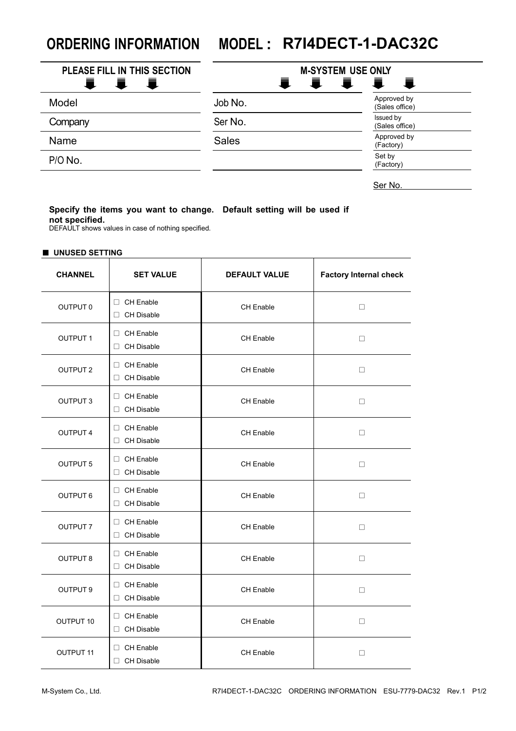# ORDERING INFORMATION MODEL : R7I4DECT-1-DAC32C

| PLEASE FILL IN THIS SECTION |
| --- |
| Model |
| Company |
| Name |
| P/O No. |

| M-SYSTEM USE ONLY | |
| --- | --- |
| Job No. | Approved by (Sales office) |
| Ser No. | Issued by (Sales office) |
| Sales | Approved by (Factory) |
| | Set by (Factory) |
| | Ser No. |

**Specify the items you want to change. Default setting will be used if not specified.**
DEFAULT shows values in case of nothing specified.

■ **UNUSED SETTING**

| CHANNEL | SET VALUE | DEFAULT VALUE | Factory Internal check |
| --- | --- | --- | --- |
| OUTPUT 0 | □ CH Enable<br>□ CH Disable | CH Enable | □ |
| OUTPUT 1 | □ CH Enable<br>□ CH Disable | CH Enable | □ |
| OUTPUT 2 | □ CH Enable<br>□ CH Disable | CH Enable | □ |
| OUTPUT 3 | □ CH Enable<br>□ CH Disable | CH Enable | □ |
| OUTPUT 4 | □ CH Enable<br>□ CH Disable | CH Enable | □ |
| OUTPUT 5 | □ CH Enable<br>□ CH Disable | CH Enable | □ |
| OUTPUT 6 | □ CH Enable<br>□ CH Disable | CH Enable | □ |
| OUTPUT 7 | □ CH Enable<br>□ CH Disable | CH Enable | □ |
| OUTPUT 8 | □ CH Enable<br>□ CH Disable | CH Enable | □ |
| OUTPUT 9 | □ CH Enable<br>□ CH Disable | CH Enable | □ |
| OUTPUT 10 | □ CH Enable<br>□ CH Disable | CH Enable | □ |
| OUTPUT 11 | □ CH Enable<br>□ CH Disable | CH Enable | □ |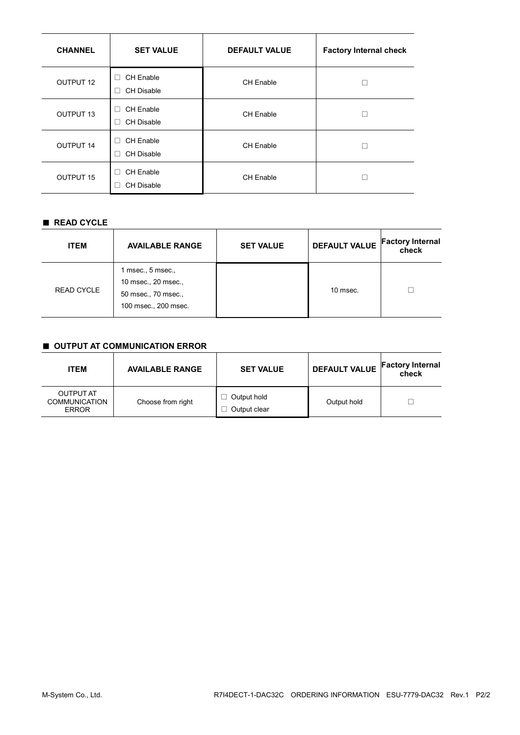| CHANNEL | SET VALUE | DEFAULT VALUE | Factory Internal check |
|---|---|---|---|
| OUTPUT 12 | □ CH Enable<br>□ CH Disable | CH Enable | □ |
| OUTPUT 13 | □ CH Enable<br>□ CH Disable | CH Enable | □ |
| OUTPUT 14 | □ CH Enable<br>□ CH Disable | CH Enable | □ |
| OUTPUT 15 | □ CH Enable<br>□ CH Disable | CH Enable | □ |

## ■ READ CYCLE

| ITEM | AVAILABLE RANGE | SET VALUE | DEFAULT VALUE | Factory Internal check |
|---|---|---|---|---|
| READ CYCLE | 1 msec., 5 msec.,<br>10 msec., 20 msec.,<br>50 msec., 70 msec.,<br>100 msec., 200 msec. | | 10 msec. | □ |

## ■ OUTPUT AT COMMUNICATION ERROR

| ITEM | AVAILABLE RANGE | SET VALUE | DEFAULT VALUE | Factory Internal check |
|---|---|---|---|---|
| OUTPUT AT COMMUNICATION ERROR | Choose from right | □ Output hold<br>□ Output clear | Output hold | □ |

M-System Co., Ltd. R7I4DECT-1-DAC32C ORDERING INFORMATION ESU-7779-DAC32 Rev.1